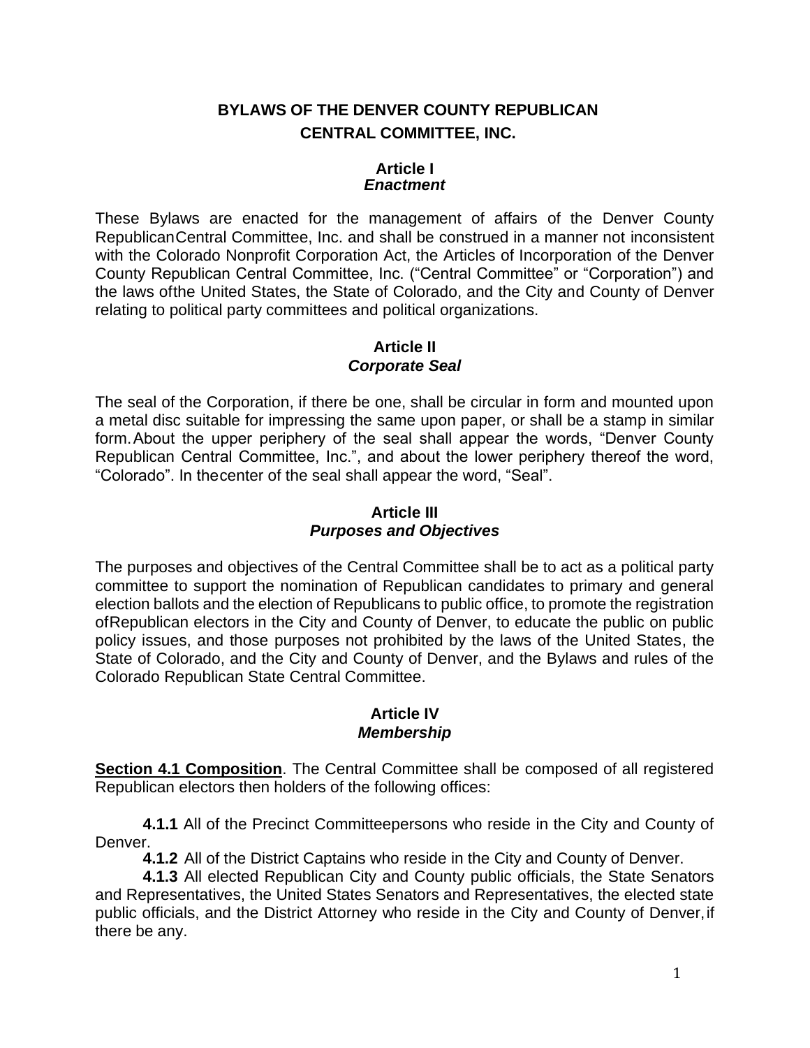# BYLAWS OF THE DENVER COUNTY REPUBLICAN CENTRAL COMMITTEE, INC.

## Article I
### *Enactment*

These Bylaws are enacted for the management of affairs of the Denver County RepublicanCentral Committee, Inc. and shall be construed in a manner not inconsistent with the Colorado Nonprofit Corporation Act, the Articles of Incorporation of the Denver County Republican Central Committee, Inc. ("Central Committee" or "Corporation") and the laws ofthe United States, the State of Colorado, and the City and County of Denver relating to political party committees and political organizations.

## Article II
### *Corporate Seal*

The seal of the Corporation, if there be one, shall be circular in form and mounted upon a metal disc suitable for impressing the same upon paper, or shall be a stamp in similar form. About the upper periphery of the seal shall appear the words, "Denver County Republican Central Committee, Inc.", and about the lower periphery thereof the word, "Colorado". In thecenter of the seal shall appear the word, "Seal".

## Article III
### *Purposes and Objectives*

The purposes and objectives of the Central Committee shall be to act as a political party committee to support the nomination of Republican candidates to primary and general election ballots and the election of Republicans to public office, to promote the registration ofRepublican electors in the City and County of Denver, to educate the public on public policy issues, and those purposes not prohibited by the laws of the United States, the State of Colorado, and the City and County of Denver, and the Bylaws and rules of the Colorado Republican State Central Committee.

## Article IV
### *Membership*

**Section 4.1 Composition**. The Central Committee shall be composed of all registered Republican electors then holders of the following offices:

**4.1.1** All of the Precinct Committeepersons who reside in the City and County of Denver.

**4.1.2** All of the District Captains who reside in the City and County of Denver.

**4.1.3** All elected Republican City and County public officials, the State Senators and Representatives, the United States Senators and Representatives, the elected state public officials, and the District Attorney who reside in the City and County of Denver, if there be any.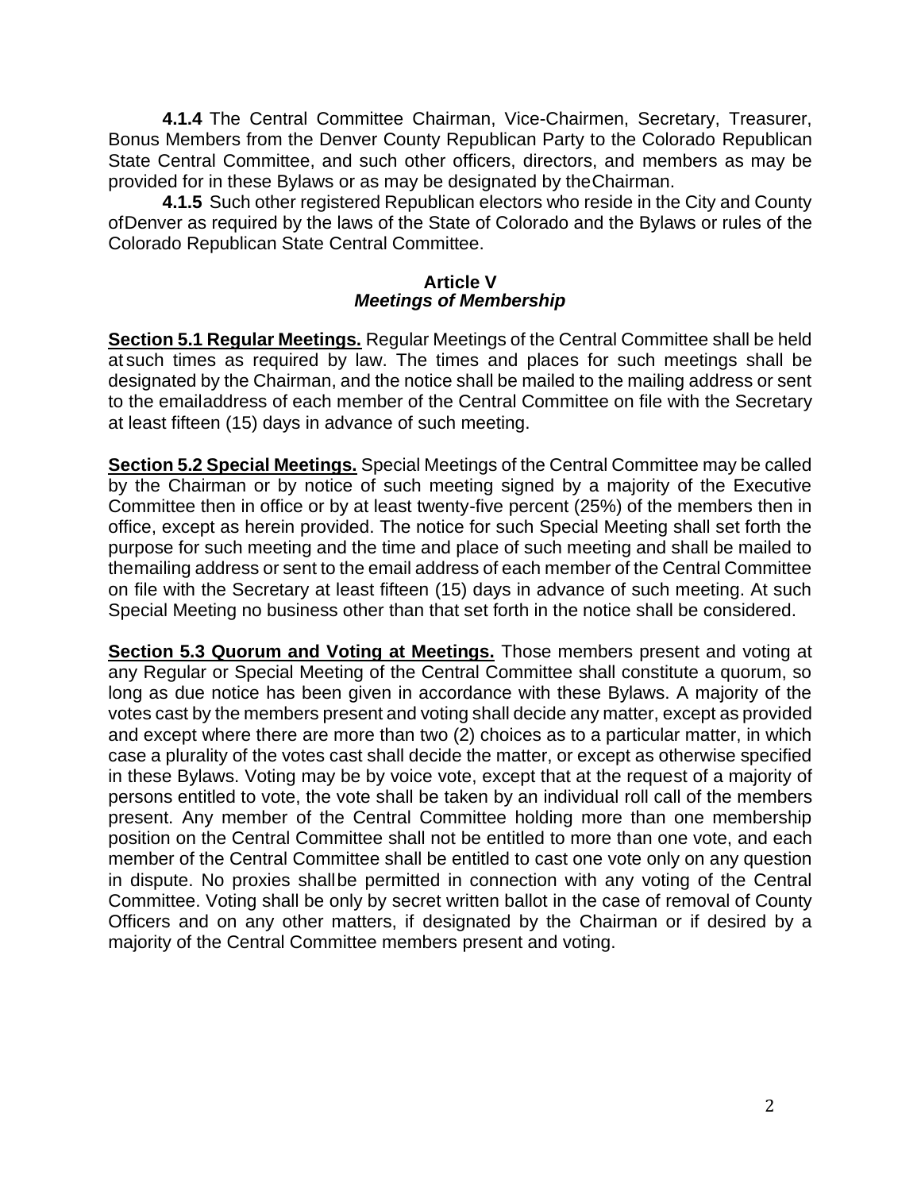**4.1.4** The Central Committee Chairman, Vice-Chairmen, Secretary, Treasurer, Bonus Members from the Denver County Republican Party to the Colorado Republican State Central Committee, and such other officers, directors, and members as may be provided for in these Bylaws or as may be designated by the Chairman.

**4.1.5** Such other registered Republican electors who reside in the City and County of Denver as required by the laws of the State of Colorado and the Bylaws or rules of the Colorado Republican State Central Committee.

## Article V
### *Meetings of Membership*

**Section 5.1 Regular Meetings.** Regular Meetings of the Central Committee shall be held at such times as required by law. The times and places for such meetings shall be designated by the Chairman, and the notice shall be mailed to the mailing address or sent to the email address of each member of the Central Committee on file with the Secretary at least fifteen (15) days in advance of such meeting.

**Section 5.2 Special Meetings.** Special Meetings of the Central Committee may be called by the Chairman or by notice of such meeting signed by a majority of the Executive Committee then in office or by at least twenty-five percent (25%) of the members then in office, except as herein provided. The notice for such Special Meeting shall set forth the purpose for such meeting and the time and place of such meeting and shall be mailed to the mailing address or sent to the email address of each member of the Central Committee on file with the Secretary at least fifteen (15) days in advance of such meeting. At such Special Meeting no business other than that set forth in the notice shall be considered.

**Section 5.3 Quorum and Voting at Meetings.** Those members present and voting at any Regular or Special Meeting of the Central Committee shall constitute a quorum, so long as due notice has been given in accordance with these Bylaws. A majority of the votes cast by the members present and voting shall decide any matter, except as provided and except where there are more than two (2) choices as to a particular matter, in which case a plurality of the votes cast shall decide the matter, or except as otherwise specified in these Bylaws. Voting may be by voice vote, except that at the request of a majority of persons entitled to vote, the vote shall be taken by an individual roll call of the members present. Any member of the Central Committee holding more than one membership position on the Central Committee shall not be entitled to more than one vote, and each member of the Central Committee shall be entitled to cast one vote only on any question in dispute. No proxies shall be permitted in connection with any voting of the Central Committee. Voting shall be only by secret written ballot in the case of removal of County Officers and on any other matters, if designated by the Chairman or if desired by a majority of the Central Committee members present and voting.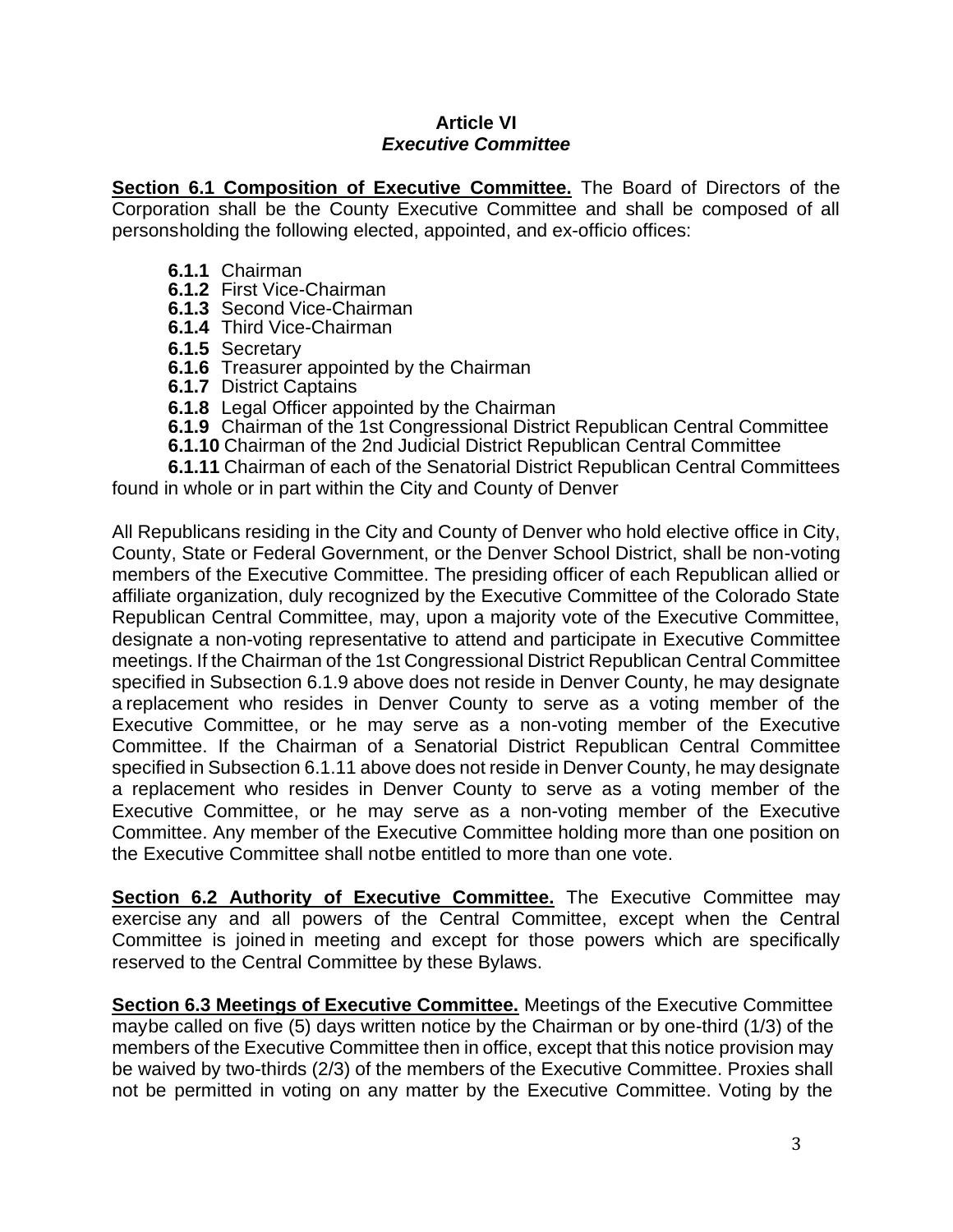### Article VI
### *Executive Committee*

**Section 6.1 Composition of Executive Committee.** The Board of Directors of the Corporation shall be the County Executive Committee and shall be composed of all personsholding the following elected, appointed, and ex-officio offices:

- **6.1.1** Chairman
- **6.1.2** First Vice-Chairman
- **6.1.3** Second Vice-Chairman
- **6.1.4** Third Vice-Chairman
- **6.1.5** Secretary
- **6.1.6** Treasurer appointed by the Chairman
- **6.1.7** District Captains
- **6.1.8** Legal Officer appointed by the Chairman
- **6.1.9** Chairman of the 1st Congressional District Republican Central Committee
- **6.1.10** Chairman of the 2nd Judicial District Republican Central Committee
- **6.1.11** Chairman of each of the Senatorial District Republican Central Committees found in whole or in part within the City and County of Denver

All Republicans residing in the City and County of Denver who hold elective office in City, County, State or Federal Government, or the Denver School District, shall be non-voting members of the Executive Committee. The presiding officer of each Republican allied or affiliate organization, duly recognized by the Executive Committee of the Colorado State Republican Central Committee, may, upon a majority vote of the Executive Committee, designate a non-voting representative to attend and participate in Executive Committee meetings. If the Chairman of the 1st Congressional District Republican Central Committee specified in Subsection 6.1.9 above does not reside in Denver County, he may designate a replacement who resides in Denver County to serve as a voting member of the Executive Committee, or he may serve as a non-voting member of the Executive Committee. If the Chairman of a Senatorial District Republican Central Committee specified in Subsection 6.1.11 above does not reside in Denver County, he may designate a replacement who resides in Denver County to serve as a voting member of the Executive Committee, or he may serve as a non-voting member of the Executive Committee. Any member of the Executive Committee holding more than one position on the Executive Committee shall notbe entitled to more than one vote.

**Section 6.2 Authority of Executive Committee.** The Executive Committee may exercise any and all powers of the Central Committee, except when the Central Committee is joined in meeting and except for those powers which are specifically reserved to the Central Committee by these Bylaws.

**Section 6.3 Meetings of Executive Committee.** Meetings of the Executive Committee maybe called on five (5) days written notice by the Chairman or by one-third (1/3) of the members of the Executive Committee then in office, except that this notice provision may be waived by two-thirds (2/3) of the members of the Executive Committee. Proxies shall not be permitted in voting on any matter by the Executive Committee. Voting by the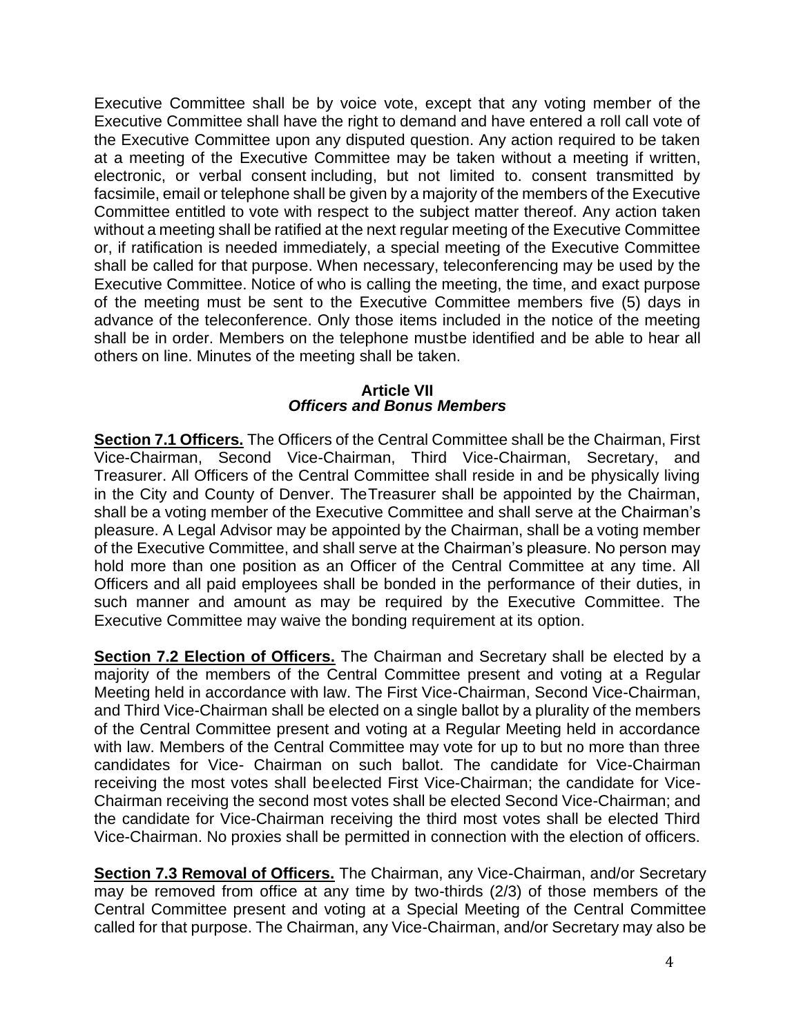Executive Committee shall be by voice vote, except that any voting member of the Executive Committee shall have the right to demand and have entered a roll call vote of the Executive Committee upon any disputed question. Any action required to be taken at a meeting of the Executive Committee may be taken without a meeting if written, electronic, or verbal consent including, but not limited to. consent transmitted by facsimile, email or telephone shall be given by a majority of the members of the Executive Committee entitled to vote with respect to the subject matter thereof. Any action taken without a meeting shall be ratified at the next regular meeting of the Executive Committee or, if ratification is needed immediately, a special meeting of the Executive Committee shall be called for that purpose. When necessary, teleconferencing may be used by the Executive Committee. Notice of who is calling the meeting, the time, and exact purpose of the meeting must be sent to the Executive Committee members five (5) days in advance of the teleconference. Only those items included in the notice of the meeting shall be in order. Members on the telephone mustbe identified and be able to hear all others on line. Minutes of the meeting shall be taken.

## Article VII
### *Officers and Bonus Members*

**Section 7.1 Officers.** The Officers of the Central Committee shall be the Chairman, First Vice-Chairman, Second Vice-Chairman, Third Vice-Chairman, Secretary, and Treasurer. All Officers of the Central Committee shall reside in and be physically living in the City and County of Denver. TheTreasurer shall be appointed by the Chairman, shall be a voting member of the Executive Committee and shall serve at the Chairman's pleasure. A Legal Advisor may be appointed by the Chairman, shall be a voting member of the Executive Committee, and shall serve at the Chairman's pleasure. No person may hold more than one position as an Officer of the Central Committee at any time. All Officers and all paid employees shall be bonded in the performance of their duties, in such manner and amount as may be required by the Executive Committee. The Executive Committee may waive the bonding requirement at its option.

**Section 7.2 Election of Officers.** The Chairman and Secretary shall be elected by a majority of the members of the Central Committee present and voting at a Regular Meeting held in accordance with law. The First Vice-Chairman, Second Vice-Chairman, and Third Vice-Chairman shall be elected on a single ballot by a plurality of the members of the Central Committee present and voting at a Regular Meeting held in accordance with law. Members of the Central Committee may vote for up to but no more than three candidates for Vice- Chairman on such ballot. The candidate for Vice-Chairman receiving the most votes shall beelected First Vice-Chairman; the candidate for Vice-Chairman receiving the second most votes shall be elected Second Vice-Chairman; and the candidate for Vice-Chairman receiving the third most votes shall be elected Third Vice-Chairman. No proxies shall be permitted in connection with the election of officers.

**Section 7.3 Removal of Officers.** The Chairman, any Vice-Chairman, and/or Secretary may be removed from office at any time by two-thirds (2/3) of those members of the Central Committee present and voting at a Special Meeting of the Central Committee called for that purpose. The Chairman, any Vice-Chairman, and/or Secretary may also be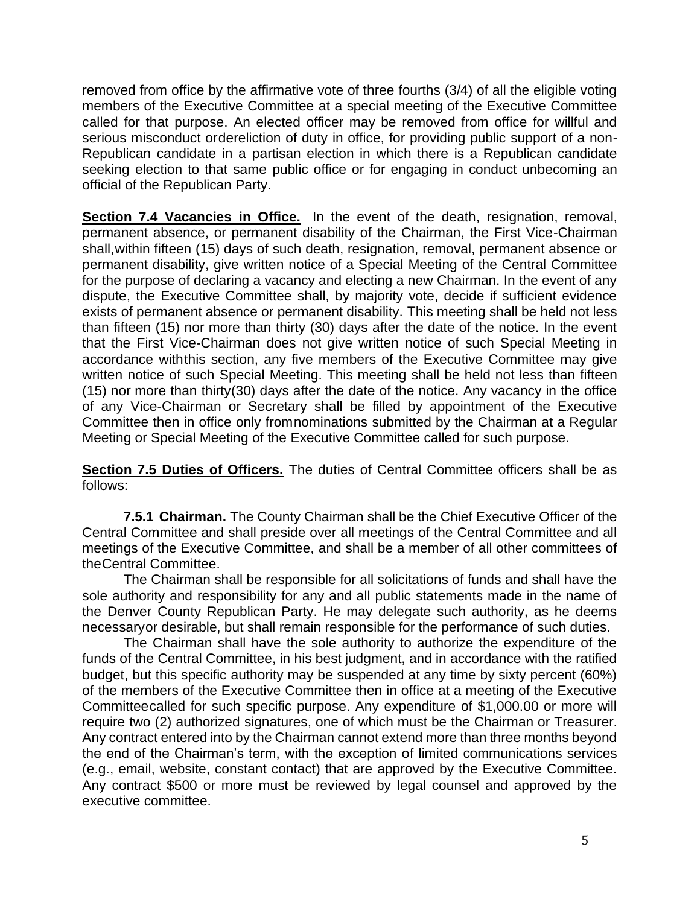removed from office by the affirmative vote of three fourths (3/4) of all the eligible voting members of the Executive Committee at a special meeting of the Executive Committee called for that purpose. An elected officer may be removed from office for willful and serious misconduct ordereliction of duty in office, for providing public support of a non-Republican candidate in a partisan election in which there is a Republican candidate seeking election to that same public office or for engaging in conduct unbecoming an official of the Republican Party.

**Section 7.4 Vacancies in Office.** In the event of the death, resignation, removal, permanent absence, or permanent disability of the Chairman, the First Vice-Chairman shall,within fifteen (15) days of such death, resignation, removal, permanent absence or permanent disability, give written notice of a Special Meeting of the Central Committee for the purpose of declaring a vacancy and electing a new Chairman. In the event of any dispute, the Executive Committee shall, by majority vote, decide if sufficient evidence exists of permanent absence or permanent disability. This meeting shall be held not less than fifteen (15) nor more than thirty (30) days after the date of the notice. In the event that the First Vice-Chairman does not give written notice of such Special Meeting in accordance withthis section, any five members of the Executive Committee may give written notice of such Special Meeting. This meeting shall be held not less than fifteen (15) nor more than thirty(30) days after the date of the notice. Any vacancy in the office of any Vice-Chairman or Secretary shall be filled by appointment of the Executive Committee then in office only fromnominations submitted by the Chairman at a Regular Meeting or Special Meeting of the Executive Committee called for such purpose.

**Section 7.5 Duties of Officers.** The duties of Central Committee officers shall be as follows:

**7.5.1 Chairman.** The County Chairman shall be the Chief Executive Officer of the Central Committee and shall preside over all meetings of the Central Committee and all meetings of the Executive Committee, and shall be a member of all other committees of theCentral Committee.

The Chairman shall be responsible for all solicitations of funds and shall have the sole authority and responsibility for any and all public statements made in the name of the Denver County Republican Party. He may delegate such authority, as he deems necessaryor desirable, but shall remain responsible for the performance of such duties.

The Chairman shall have the sole authority to authorize the expenditure of the funds of the Central Committee, in his best judgment, and in accordance with the ratified budget, but this specific authority may be suspended at any time by sixty percent (60%) of the members of the Executive Committee then in office at a meeting of the Executive Committeecalled for such specific purpose. Any expenditure of $1,000.00 or more will require two (2) authorized signatures, one of which must be the Chairman or Treasurer. Any contract entered into by the Chairman cannot extend more than three months beyond the end of the Chairman's term, with the exception of limited communications services (e.g., email, website, constant contact) that are approved by the Executive Committee. Any contract $500 or more must be reviewed by legal counsel and approved by the executive committee.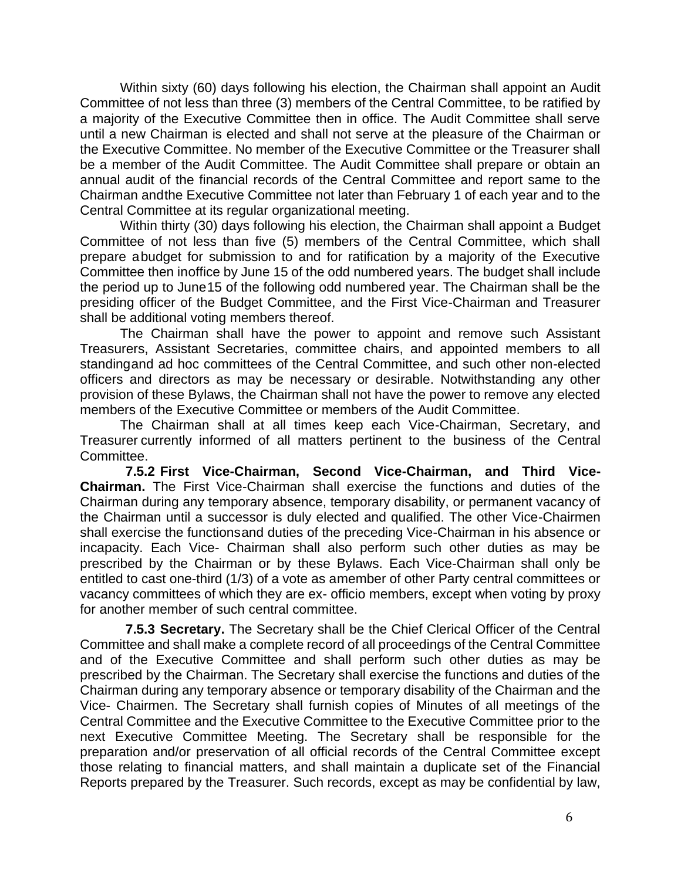Within sixty (60) days following his election, the Chairman shall appoint an Audit Committee of not less than three (3) members of the Central Committee, to be ratified by a majority of the Executive Committee then in office. The Audit Committee shall serve until a new Chairman is elected and shall not serve at the pleasure of the Chairman or the Executive Committee. No member of the Executive Committee or the Treasurer shall be a member of the Audit Committee. The Audit Committee shall prepare or obtain an annual audit of the financial records of the Central Committee and report same to the Chairman andthe Executive Committee not later than February 1 of each year and to the Central Committee at its regular organizational meeting.

Within thirty (30) days following his election, the Chairman shall appoint a Budget Committee of not less than five (5) members of the Central Committee, which shall prepare abudget for submission to and for ratification by a majority of the Executive Committee then inoffice by June 15 of the odd numbered years. The budget shall include the period up to June15 of the following odd numbered year. The Chairman shall be the presiding officer of the Budget Committee, and the First Vice-Chairman and Treasurer shall be additional voting members thereof.

The Chairman shall have the power to appoint and remove such Assistant Treasurers, Assistant Secretaries, committee chairs, and appointed members to all standingand ad hoc committees of the Central Committee, and such other non-elected officers and directors as may be necessary or desirable. Notwithstanding any other provision of these Bylaws, the Chairman shall not have the power to remove any elected members of the Executive Committee or members of the Audit Committee.

The Chairman shall at all times keep each Vice-Chairman, Secretary, and Treasurer currently informed of all matters pertinent to the business of the Central Committee.

**7.5.2 First Vice-Chairman, Second Vice-Chairman, and Third Vice-Chairman.** The First Vice-Chairman shall exercise the functions and duties of the Chairman during any temporary absence, temporary disability, or permanent vacancy of the Chairman until a successor is duly elected and qualified. The other Vice-Chairmen shall exercise the functionsand duties of the preceding Vice-Chairman in his absence or incapacity. Each Vice- Chairman shall also perform such other duties as may be prescribed by the Chairman or by these Bylaws. Each Vice-Chairman shall only be entitled to cast one-third (1/3) of a vote as amember of other Party central committees or vacancy committees of which they are ex- officio members, except when voting by proxy for another member of such central committee.

**7.5.3 Secretary.** The Secretary shall be the Chief Clerical Officer of the Central Committee and shall make a complete record of all proceedings of the Central Committee and of the Executive Committee and shall perform such other duties as may be prescribed by the Chairman. The Secretary shall exercise the functions and duties of the Chairman during any temporary absence or temporary disability of the Chairman and the Vice- Chairmen. The Secretary shall furnish copies of Minutes of all meetings of the Central Committee and the Executive Committee to the Executive Committee prior to the next Executive Committee Meeting. The Secretary shall be responsible for the preparation and/or preservation of all official records of the Central Committee except those relating to financial matters, and shall maintain a duplicate set of the Financial Reports prepared by the Treasurer. Such records, except as may be confidential by law,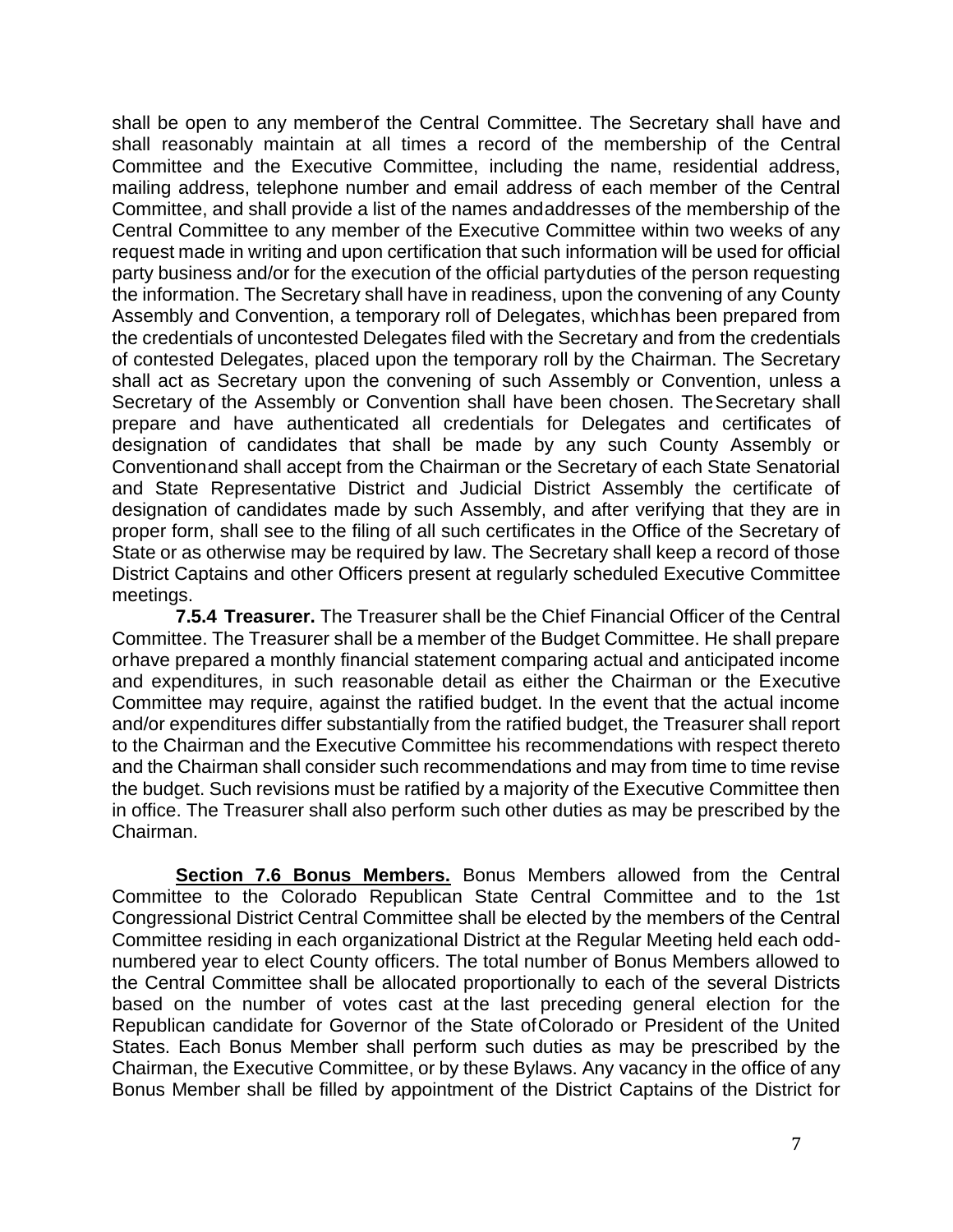shall be open to any member of the Central Committee. The Secretary shall have and shall reasonably maintain at all times a record of the membership of the Central Committee and the Executive Committee, including the name, residential address, mailing address, telephone number and email address of each member of the Central Committee, and shall provide a list of the names and addresses of the membership of the Central Committee to any member of the Executive Committee within two weeks of any request made in writing and upon certification that such information will be used for official party business and/or for the execution of the official party duties of the person requesting the information. The Secretary shall have in readiness, upon the convening of any County Assembly and Convention, a temporary roll of Delegates, which has been prepared from the credentials of uncontested Delegates filed with the Secretary and from the credentials of contested Delegates, placed upon the temporary roll by the Chairman. The Secretary shall act as Secretary upon the convening of such Assembly or Convention, unless a Secretary of the Assembly or Convention shall have been chosen. The Secretary shall prepare and have authenticated all credentials for Delegates and certificates of designation of candidates that shall be made by any such County Assembly or Convention and shall accept from the Chairman or the Secretary of each State Senatorial and State Representative District and Judicial District Assembly the certificate of designation of candidates made by such Assembly, and after verifying that they are in proper form, shall see to the filing of all such certificates in the Office of the Secretary of State or as otherwise may be required by law. The Secretary shall keep a record of those District Captains and other Officers present at regularly scheduled Executive Committee meetings.

**7.5.4 Treasurer.** The Treasurer shall be the Chief Financial Officer of the Central Committee. The Treasurer shall be a member of the Budget Committee. He shall prepare or have prepared a monthly financial statement comparing actual and anticipated income and expenditures, in such reasonable detail as either the Chairman or the Executive Committee may require, against the ratified budget. In the event that the actual income and/or expenditures differ substantially from the ratified budget, the Treasurer shall report to the Chairman and the Executive Committee his recommendations with respect thereto and the Chairman shall consider such recommendations and may from time to time revise the budget. Such revisions must be ratified by a majority of the Executive Committee then in office. The Treasurer shall also perform such other duties as may be prescribed by the Chairman.

**Section 7.6 Bonus Members.** Bonus Members allowed from the Central Committee to the Colorado Republican State Central Committee and to the 1st Congressional District Central Committee shall be elected by the members of the Central Committee residing in each organizational District at the Regular Meeting held each odd-numbered year to elect County officers. The total number of Bonus Members allowed to the Central Committee shall be allocated proportionally to each of the several Districts based on the number of votes cast at the last preceding general election for the Republican candidate for Governor of the State of Colorado or President of the United States. Each Bonus Member shall perform such duties as may be prescribed by the Chairman, the Executive Committee, or by these Bylaws. Any vacancy in the office of any Bonus Member shall be filled by appointment of the District Captains of the District for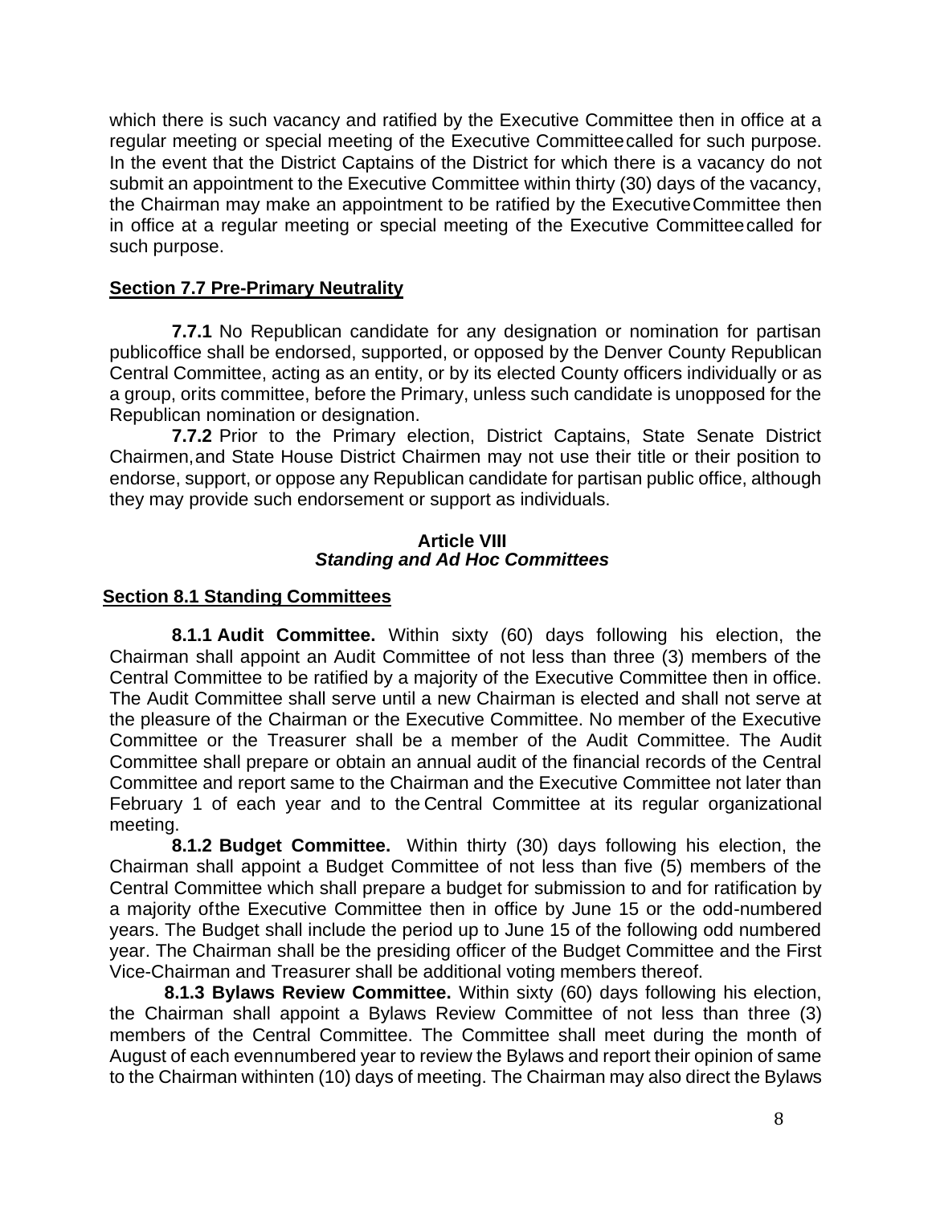which there is such vacancy and ratified by the Executive Committee then in office at a regular meeting or special meeting of the Executive Committee called for such purpose. In the event that the District Captains of the District for which there is a vacancy do not submit an appointment to the Executive Committee within thirty (30) days of the vacancy, the Chairman may make an appointment to be ratified by the Executive Committee then in office at a regular meeting or special meeting of the Executive Committee called for such purpose.

**Section 7.7 Pre-Primary Neutrality**

**7.7.1** No Republican candidate for any designation or nomination for partisan publicoffice shall be endorsed, supported, or opposed by the Denver County Republican Central Committee, acting as an entity, or by its elected County officers individually or as a group, orits committee, before the Primary, unless such candidate is unopposed for the Republican nomination or designation.

**7.7.2** Prior to the Primary election, District Captains, State Senate District Chairmen,and State House District Chairmen may not use their title or their position to endorse, support, or oppose any Republican candidate for partisan public office, although they may provide such endorsement or support as individuals.

## Article VIII
## *Standing and Ad Hoc Committees*

**Section 8.1 Standing Committees**

**8.1.1 Audit Committee.** Within sixty (60) days following his election, the Chairman shall appoint an Audit Committee of not less than three (3) members of the Central Committee to be ratified by a majority of the Executive Committee then in office. The Audit Committee shall serve until a new Chairman is elected and shall not serve at the pleasure of the Chairman or the Executive Committee. No member of the Executive Committee or the Treasurer shall be a member of the Audit Committee. The Audit Committee shall prepare or obtain an annual audit of the financial records of the Central Committee and report same to the Chairman and the Executive Committee not later than February 1 of each year and to the Central Committee at its regular organizational meeting.

**8.1.2 Budget Committee.** Within thirty (30) days following his election, the Chairman shall appoint a Budget Committee of not less than five (5) members of the Central Committee which shall prepare a budget for submission to and for ratification by a majority ofthe Executive Committee then in office by June 15 or the odd-numbered years. The Budget shall include the period up to June 15 of the following odd numbered year. The Chairman shall be the presiding officer of the Budget Committee and the First Vice-Chairman and Treasurer shall be additional voting members thereof.

**8.1.3 Bylaws Review Committee.** Within sixty (60) days following his election, the Chairman shall appoint a Bylaws Review Committee of not less than three (3) members of the Central Committee. The Committee shall meet during the month of August of each evennumbered year to review the Bylaws and report their opinion of same to the Chairman withinten (10) days of meeting. The Chairman may also direct the Bylaws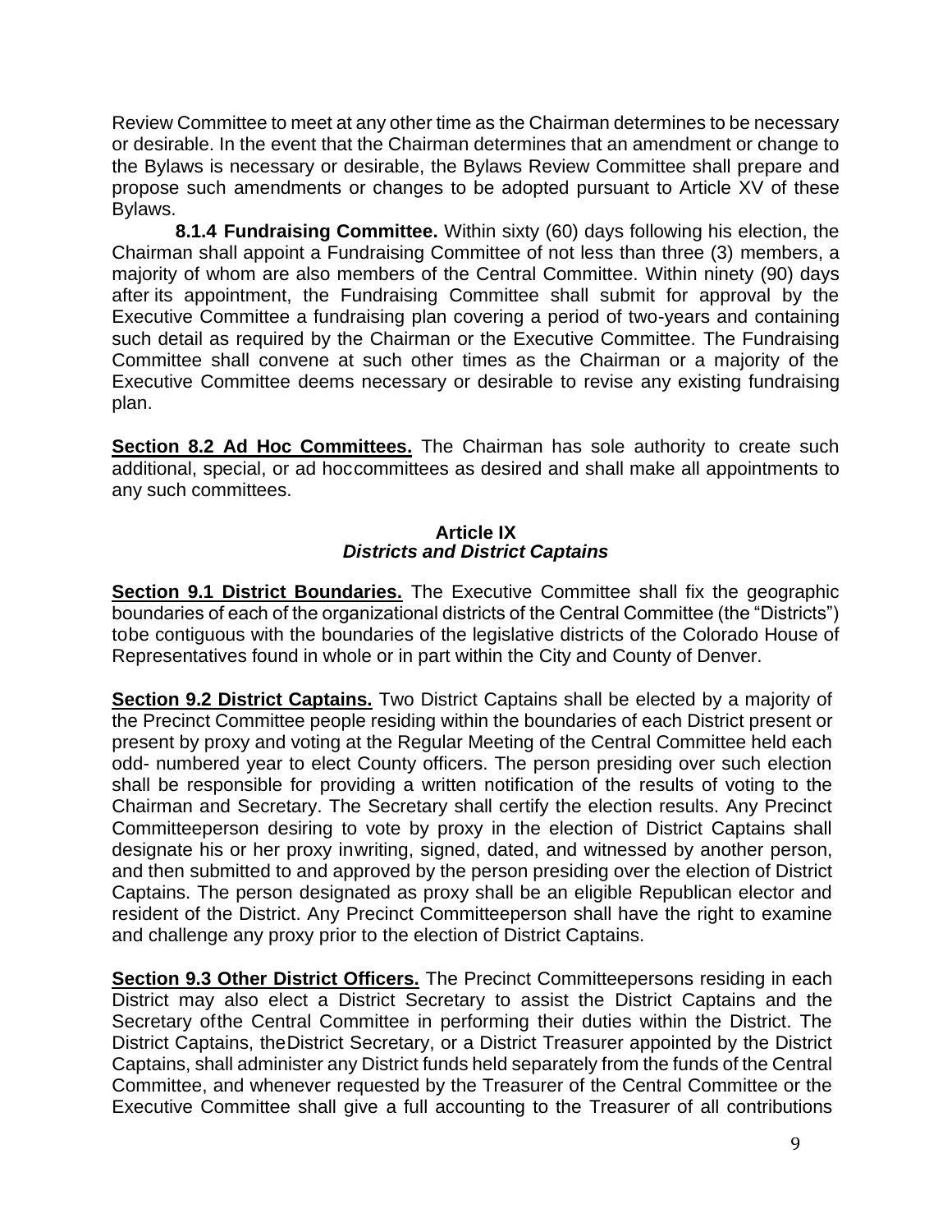Review Committee to meet at any other time as the Chairman determines to be necessary or desirable. In the event that the Chairman determines that an amendment or change to the Bylaws is necessary or desirable, the Bylaws Review Committee shall prepare and propose such amendments or changes to be adopted pursuant to Article XV of these Bylaws.

**8.1.4 Fundraising Committee.** Within sixty (60) days following his election, the Chairman shall appoint a Fundraising Committee of not less than three (3) members, a majority of whom are also members of the Central Committee. Within ninety (90) days after its appointment, the Fundraising Committee shall submit for approval by the Executive Committee a fundraising plan covering a period of two-years and containing such detail as required by the Chairman or the Executive Committee. The Fundraising Committee shall convene at such other times as the Chairman or a majority of the Executive Committee deems necessary or desirable to revise any existing fundraising plan.

**Section 8.2 Ad Hoc Committees.** The Chairman has sole authority to create such additional, special, or ad hoccommittees as desired and shall make all appointments to any such committees.

## Article IX
### *Districts and District Captains*

**Section 9.1 District Boundaries.** The Executive Committee shall fix the geographic boundaries of each of the organizational districts of the Central Committee (the "Districts") tobe contiguous with the boundaries of the legislative districts of the Colorado House of Representatives found in whole or in part within the City and County of Denver.

**Section 9.2 District Captains.** Two District Captains shall be elected by a majority of the Precinct Committee people residing within the boundaries of each District present or present by proxy and voting at the Regular Meeting of the Central Committee held each odd- numbered year to elect County officers. The person presiding over such election shall be responsible for providing a written notification of the results of voting to the Chairman and Secretary. The Secretary shall certify the election results. Any Precinct Committeeperson desiring to vote by proxy in the election of District Captains shall designate his or her proxy inwriting, signed, dated, and witnessed by another person, and then submitted to and approved by the person presiding over the election of District Captains. The person designated as proxy shall be an eligible Republican elector and resident of the District. Any Precinct Committeeperson shall have the right to examine and challenge any proxy prior to the election of District Captains.

**Section 9.3 Other District Officers.** The Precinct Committeepersons residing in each District may also elect a District Secretary to assist the District Captains and the Secretary ofthe Central Committee in performing their duties within the District. The District Captains, theDistrict Secretary, or a District Treasurer appointed by the District Captains, shall administer any District funds held separately from the funds of the Central Committee, and whenever requested by the Treasurer of the Central Committee or the Executive Committee shall give a full accounting to the Treasurer of all contributions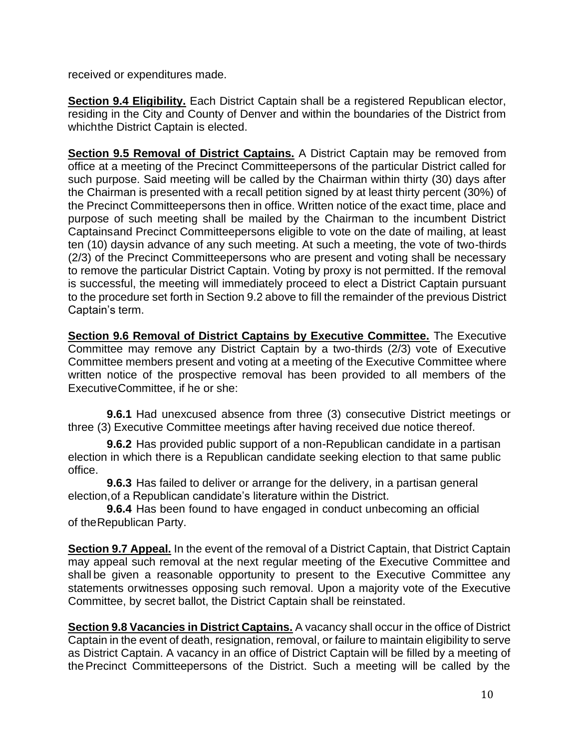received or expenditures made.

**Section 9.4 Eligibility.** Each District Captain shall be a registered Republican elector, residing in the City and County of Denver and within the boundaries of the District from which the District Captain is elected.

**Section 9.5 Removal of District Captains.** A District Captain may be removed from office at a meeting of the Precinct Committeepersons of the particular District called for such purpose. Said meeting will be called by the Chairman within thirty (30) days after the Chairman is presented with a recall petition signed by at least thirty percent (30%) of the Precinct Committeepersons then in office. Written notice of the exact time, place and purpose of such meeting shall be mailed by the Chairman to the incumbent District Captains and Precinct Committeepersons eligible to vote on the date of mailing, at least ten (10) days in advance of any such meeting. At such a meeting, the vote of two-thirds (2/3) of the Precinct Committeepersons who are present and voting shall be necessary to remove the particular District Captain. Voting by proxy is not permitted. If the removal is successful, the meeting will immediately proceed to elect a District Captain pursuant to the procedure set forth in Section 9.2 above to fill the remainder of the previous District Captain's term.

**Section 9.6 Removal of District Captains by Executive Committee.** The Executive Committee may remove any District Captain by a two-thirds (2/3) vote of Executive Committee members present and voting at a meeting of the Executive Committee where written notice of the prospective removal has been provided to all members of the Executive Committee, if he or she:

**9.6.1** Had unexcused absence from three (3) consecutive District meetings or three (3) Executive Committee meetings after having received due notice thereof.

**9.6.2** Has provided public support of a non-Republican candidate in a partisan election in which there is a Republican candidate seeking election to that same public office.

**9.6.3** Has failed to deliver or arrange for the delivery, in a partisan general election, of a Republican candidate's literature within the District.

**9.6.4** Has been found to have engaged in conduct unbecoming an official of the Republican Party.

**Section 9.7 Appeal.** In the event of the removal of a District Captain, that District Captain may appeal such removal at the next regular meeting of the Executive Committee and shall be given a reasonable opportunity to present to the Executive Committee any statements or witnesses opposing such removal. Upon a majority vote of the Executive Committee, by secret ballot, the District Captain shall be reinstated.

**Section 9.8 Vacancies in District Captains.** A vacancy shall occur in the office of District Captain in the event of death, resignation, removal, or failure to maintain eligibility to serve as District Captain. A vacancy in an office of District Captain will be filled by a meeting of the Precinct Committeepersons of the District. Such a meeting will be called by the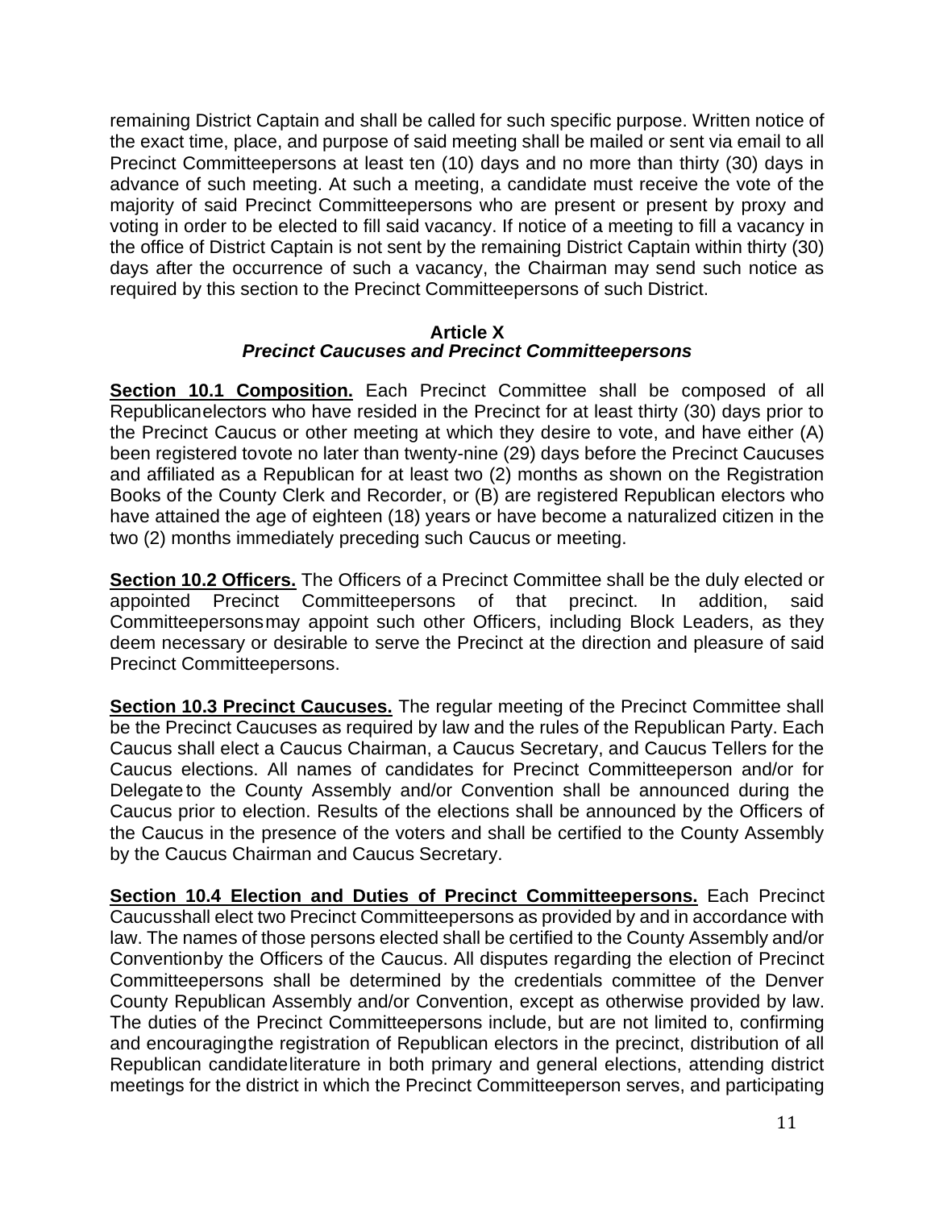remaining District Captain and shall be called for such specific purpose. Written notice of the exact time, place, and purpose of said meeting shall be mailed or sent via email to all Precinct Committeepersons at least ten (10) days and no more than thirty (30) days in advance of such meeting. At such a meeting, a candidate must receive the vote of the majority of said Precinct Committeepersons who are present or present by proxy and voting in order to be elected to fill said vacancy. If notice of a meeting to fill a vacancy in the office of District Captain is not sent by the remaining District Captain within thirty (30) days after the occurrence of such a vacancy, the Chairman may send such notice as required by this section to the Precinct Committeepersons of such District.

## Article X
### *Precinct Caucuses and Precinct Committeepersons*

**Section 10.1 Composition.** Each Precinct Committee shall be composed of all Republicanelectors who have resided in the Precinct for at least thirty (30) days prior to the Precinct Caucus or other meeting at which they desire to vote, and have either (A) been registered tovote no later than twenty-nine (29) days before the Precinct Caucuses and affiliated as a Republican for at least two (2) months as shown on the Registration Books of the County Clerk and Recorder, or (B) are registered Republican electors who have attained the age of eighteen (18) years or have become a naturalized citizen in the two (2) months immediately preceding such Caucus or meeting.

**Section 10.2 Officers.** The Officers of a Precinct Committee shall be the duly elected or appointed Precinct Committeepersons of that precinct. In addition, said Committeepersonsmay appoint such other Officers, including Block Leaders, as they deem necessary or desirable to serve the Precinct at the direction and pleasure of said Precinct Committeepersons.

**Section 10.3 Precinct Caucuses.** The regular meeting of the Precinct Committee shall be the Precinct Caucuses as required by law and the rules of the Republican Party. Each Caucus shall elect a Caucus Chairman, a Caucus Secretary, and Caucus Tellers for the Caucus elections. All names of candidates for Precinct Committeeperson and/or for Delegate to the County Assembly and/or Convention shall be announced during the Caucus prior to election. Results of the elections shall be announced by the Officers of the Caucus in the presence of the voters and shall be certified to the County Assembly by the Caucus Chairman and Caucus Secretary.

**Section 10.4 Election and Duties of Precinct Committeepersons.** Each Precinct Caucusshall elect two Precinct Committeepersons as provided by and in accordance with law. The names of those persons elected shall be certified to the County Assembly and/or Conventionby the Officers of the Caucus. All disputes regarding the election of Precinct Committeepersons shall be determined by the credentials committee of the Denver County Republican Assembly and/or Convention, except as otherwise provided by law. The duties of the Precinct Committeepersons include, but are not limited to, confirming and encouragingthe registration of Republican electors in the precinct, distribution of all Republican candidateliterature in both primary and general elections, attending district meetings for the district in which the Precinct Committeeperson serves, and participating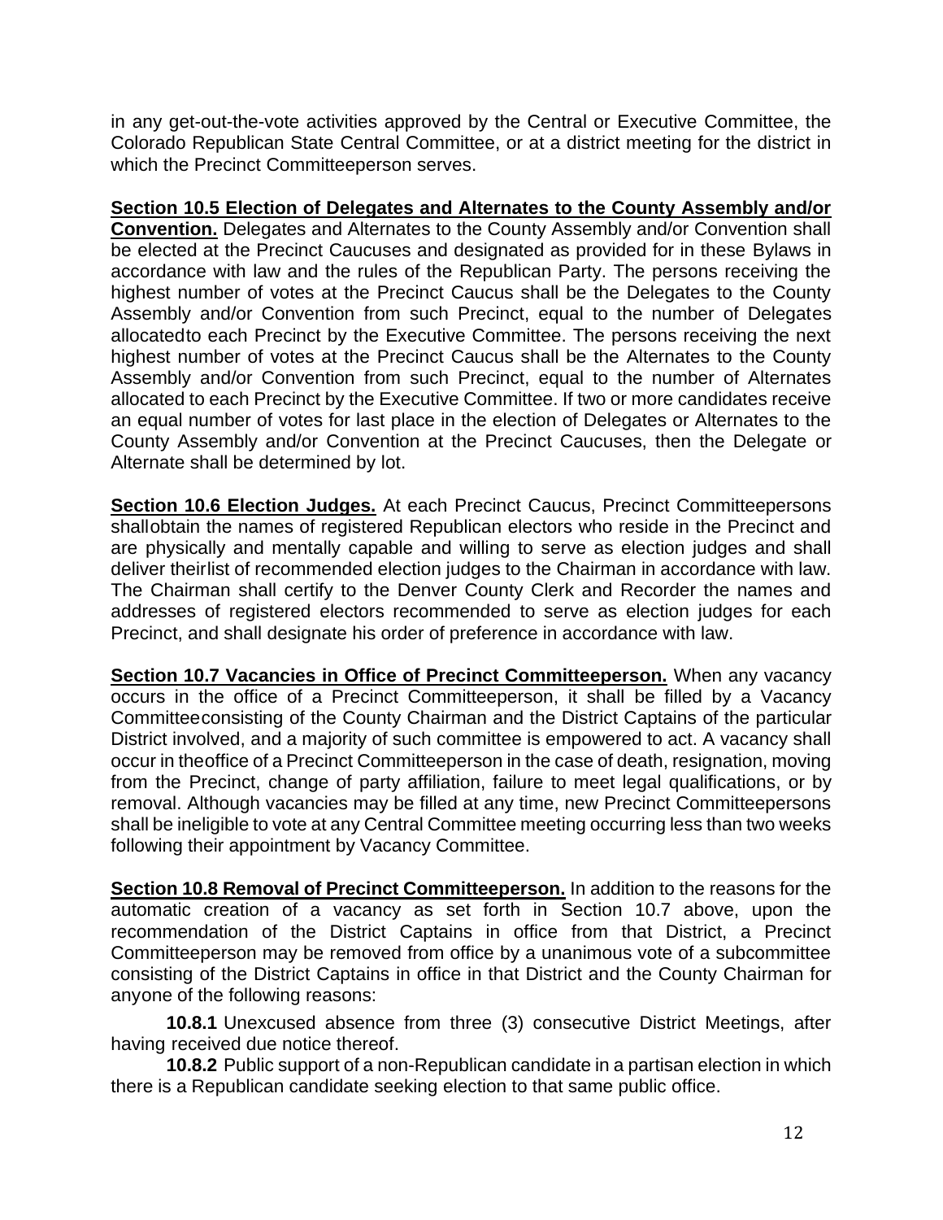in any get-out-the-vote activities approved by the Central or Executive Committee, the Colorado Republican State Central Committee, or at a district meeting for the district in which the Precinct Committeeperson serves.

**Section 10.5 Election of Delegates and Alternates to the County Assembly and/or Convention.** Delegates and Alternates to the County Assembly and/or Convention shall be elected at the Precinct Caucuses and designated as provided for in these Bylaws in accordance with law and the rules of the Republican Party. The persons receiving the highest number of votes at the Precinct Caucus shall be the Delegates to the County Assembly and/or Convention from such Precinct, equal to the number of Delegates allocatedto each Precinct by the Executive Committee. The persons receiving the next highest number of votes at the Precinct Caucus shall be the Alternates to the County Assembly and/or Convention from such Precinct, equal to the number of Alternates allocated to each Precinct by the Executive Committee. If two or more candidates receive an equal number of votes for last place in the election of Delegates or Alternates to the County Assembly and/or Convention at the Precinct Caucuses, then the Delegate or Alternate shall be determined by lot.

**Section 10.6 Election Judges.** At each Precinct Caucus, Precinct Committeepersons shallobtain the names of registered Republican electors who reside in the Precinct and are physically and mentally capable and willing to serve as election judges and shall deliver theirlist of recommended election judges to the Chairman in accordance with law. The Chairman shall certify to the Denver County Clerk and Recorder the names and addresses of registered electors recommended to serve as election judges for each Precinct, and shall designate his order of preference in accordance with law.

**Section 10.7 Vacancies in Office of Precinct Committeeperson.** When any vacancy occurs in the office of a Precinct Committeeperson, it shall be filled by a Vacancy Committeeconsisting of the County Chairman and the District Captains of the particular District involved, and a majority of such committee is empowered to act. A vacancy shall occur in theoffice of a Precinct Committeeperson in the case of death, resignation, moving from the Precinct, change of party affiliation, failure to meet legal qualifications, or by removal. Although vacancies may be filled at any time, new Precinct Committeepersons shall be ineligible to vote at any Central Committee meeting occurring less than two weeks following their appointment by Vacancy Committee.

**Section 10.8 Removal of Precinct Committeeperson.** In addition to the reasons for the automatic creation of a vacancy as set forth in Section 10.7 above, upon the recommendation of the District Captains in office from that District, a Precinct Committeeperson may be removed from office by a unanimous vote of a subcommittee consisting of the District Captains in office in that District and the County Chairman for anyone of the following reasons:

**10.8.1** Unexcused absence from three (3) consecutive District Meetings, after having received due notice thereof.

**10.8.2** Public support of a non-Republican candidate in a partisan election in which there is a Republican candidate seeking election to that same public office.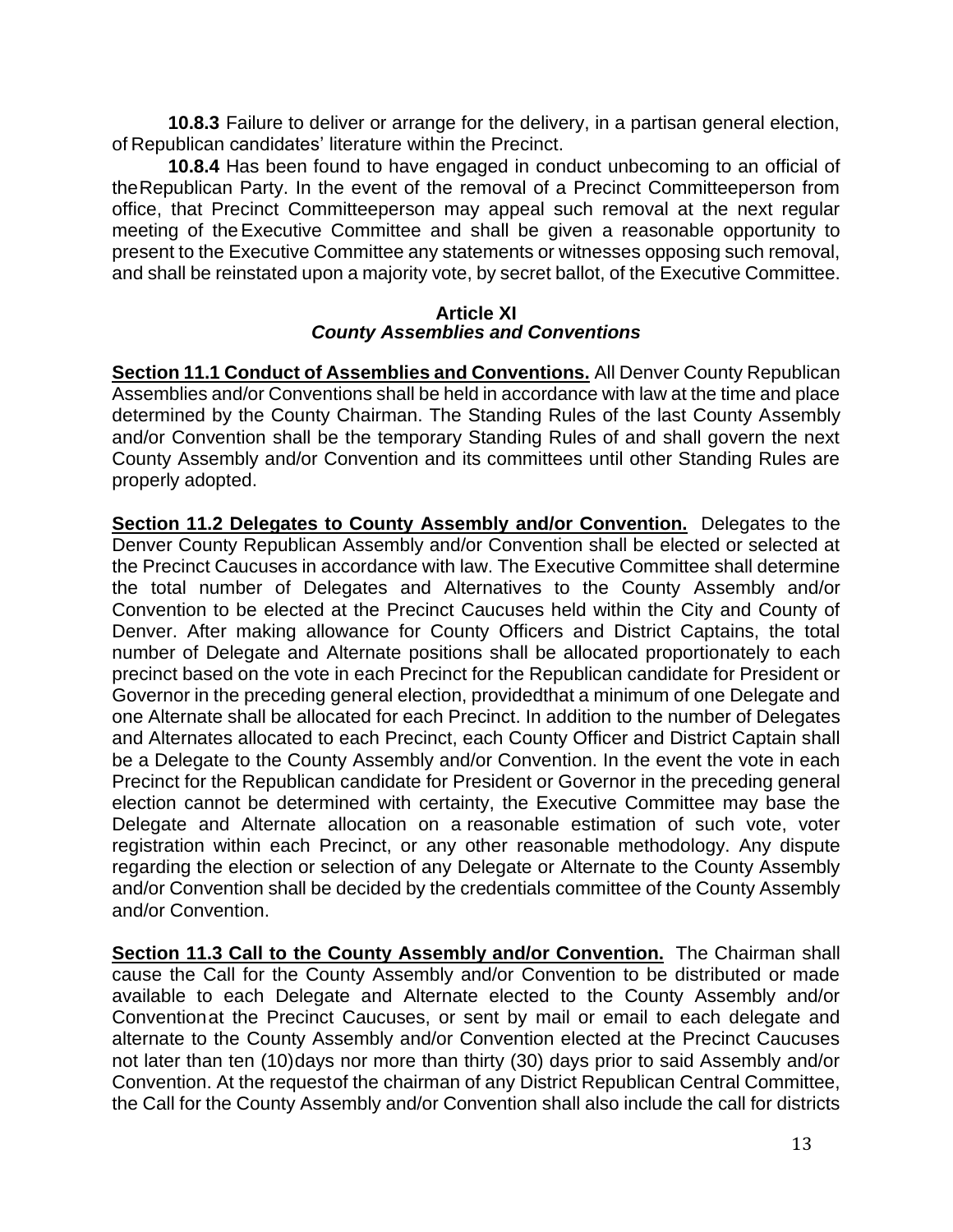**10.8.3** Failure to deliver or arrange for the delivery, in a partisan general election, of Republican candidates' literature within the Precinct.

**10.8.4** Has been found to have engaged in conduct unbecoming to an official of the Republican Party. In the event of the removal of a Precinct Committeeperson from office, that Precinct Committeeperson may appeal such removal at the next regular meeting of the Executive Committee and shall be given a reasonable opportunity to present to the Executive Committee any statements or witnesses opposing such removal, and shall be reinstated upon a majority vote, by secret ballot, of the Executive Committee.

## Article XI
### *County Assemblies and Conventions*

**Section 11.1 Conduct of Assemblies and Conventions.** All Denver County Republican Assemblies and/or Conventions shall be held in accordance with law at the time and place determined by the County Chairman. The Standing Rules of the last County Assembly and/or Convention shall be the temporary Standing Rules of and shall govern the next County Assembly and/or Convention and its committees until other Standing Rules are properly adopted.

**Section 11.2 Delegates to County Assembly and/or Convention.** Delegates to the Denver County Republican Assembly and/or Convention shall be elected or selected at the Precinct Caucuses in accordance with law. The Executive Committee shall determine the total number of Delegates and Alternatives to the County Assembly and/or Convention to be elected at the Precinct Caucuses held within the City and County of Denver. After making allowance for County Officers and District Captains, the total number of Delegate and Alternate positions shall be allocated proportionately to each precinct based on the vote in each Precinct for the Republican candidate for President or Governor in the preceding general election, providedthat a minimum of one Delegate and one Alternate shall be allocated for each Precinct. In addition to the number of Delegates and Alternates allocated to each Precinct, each County Officer and District Captain shall be a Delegate to the County Assembly and/or Convention. In the event the vote in each Precinct for the Republican candidate for President or Governor in the preceding general election cannot be determined with certainty, the Executive Committee may base the Delegate and Alternate allocation on a reasonable estimation of such vote, voter registration within each Precinct, or any other reasonable methodology. Any dispute regarding the election or selection of any Delegate or Alternate to the County Assembly and/or Convention shall be decided by the credentials committee of the County Assembly and/or Convention.

**Section 11.3 Call to the County Assembly and/or Convention.** The Chairman shall cause the Call for the County Assembly and/or Convention to be distributed or made available to each Delegate and Alternate elected to the County Assembly and/or Conventionat the Precinct Caucuses, or sent by mail or email to each delegate and alternate to the County Assembly and/or Convention elected at the Precinct Caucuses not later than ten (10)days nor more than thirty (30) days prior to said Assembly and/or Convention. At the requestof the chairman of any District Republican Central Committee, the Call for the County Assembly and/or Convention shall also include the call for districts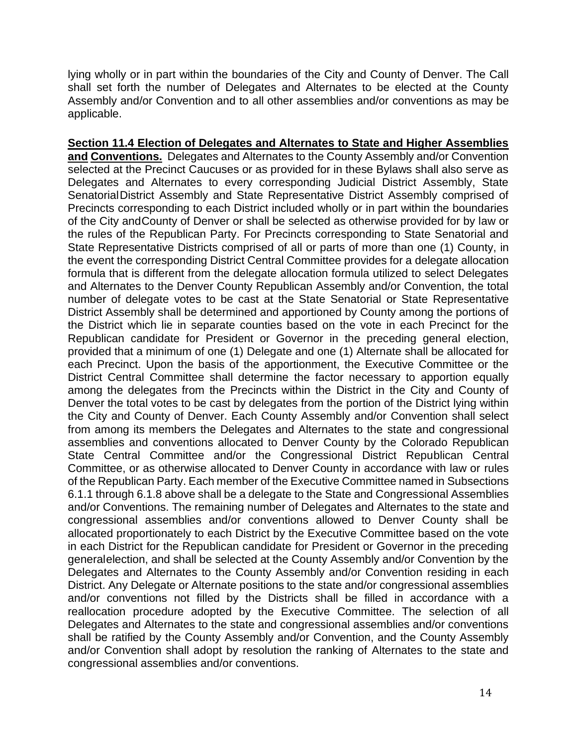lying wholly or in part within the boundaries of the City and County of Denver. The Call shall set forth the number of Delegates and Alternates to be elected at the County Assembly and/or Convention and to all other assemblies and/or conventions as may be applicable.

**Section 11.4 Election of Delegates and Alternates to State and Higher Assemblies and Conventions.** Delegates and Alternates to the County Assembly and/or Convention selected at the Precinct Caucuses or as provided for in these Bylaws shall also serve as Delegates and Alternates to every corresponding Judicial District Assembly, State Senatorial District Assembly and State Representative District Assembly comprised of Precincts corresponding to each District included wholly or in part within the boundaries of the City and County of Denver or shall be selected as otherwise provided for by law or the rules of the Republican Party. For Precincts corresponding to State Senatorial and State Representative Districts comprised of all or parts of more than one (1) County, in the event the corresponding District Central Committee provides for a delegate allocation formula that is different from the delegate allocation formula utilized to select Delegates and Alternates to the Denver County Republican Assembly and/or Convention, the total number of delegate votes to be cast at the State Senatorial or State Representative District Assembly shall be determined and apportioned by County among the portions of the District which lie in separate counties based on the vote in each Precinct for the Republican candidate for President or Governor in the preceding general election, provided that a minimum of one (1) Delegate and one (1) Alternate shall be allocated for each Precinct. Upon the basis of the apportionment, the Executive Committee or the District Central Committee shall determine the factor necessary to apportion equally among the delegates from the Precincts within the District in the City and County of Denver the total votes to be cast by delegates from the portion of the District lying within the City and County of Denver. Each County Assembly and/or Convention shall select from among its members the Delegates and Alternates to the state and congressional assemblies and conventions allocated to Denver County by the Colorado Republican State Central Committee and/or the Congressional District Republican Central Committee, or as otherwise allocated to Denver County in accordance with law or rules of the Republican Party. Each member of the Executive Committee named in Subsections 6.1.1 through 6.1.8 above shall be a delegate to the State and Congressional Assemblies and/or Conventions. The remaining number of Delegates and Alternates to the state and congressional assemblies and/or conventions allowed to Denver County shall be allocated proportionately to each District by the Executive Committee based on the vote in each District for the Republican candidate for President or Governor in the preceding general election, and shall be selected at the County Assembly and/or Convention by the Delegates and Alternates to the County Assembly and/or Convention residing in each District. Any Delegate or Alternate positions to the state and/or congressional assemblies and/or conventions not filled by the Districts shall be filled in accordance with a reallocation procedure adopted by the Executive Committee. The selection of all Delegates and Alternates to the state and congressional assemblies and/or conventions shall be ratified by the County Assembly and/or Convention, and the County Assembly and/or Convention shall adopt by resolution the ranking of Alternates to the state and congressional assemblies and/or conventions.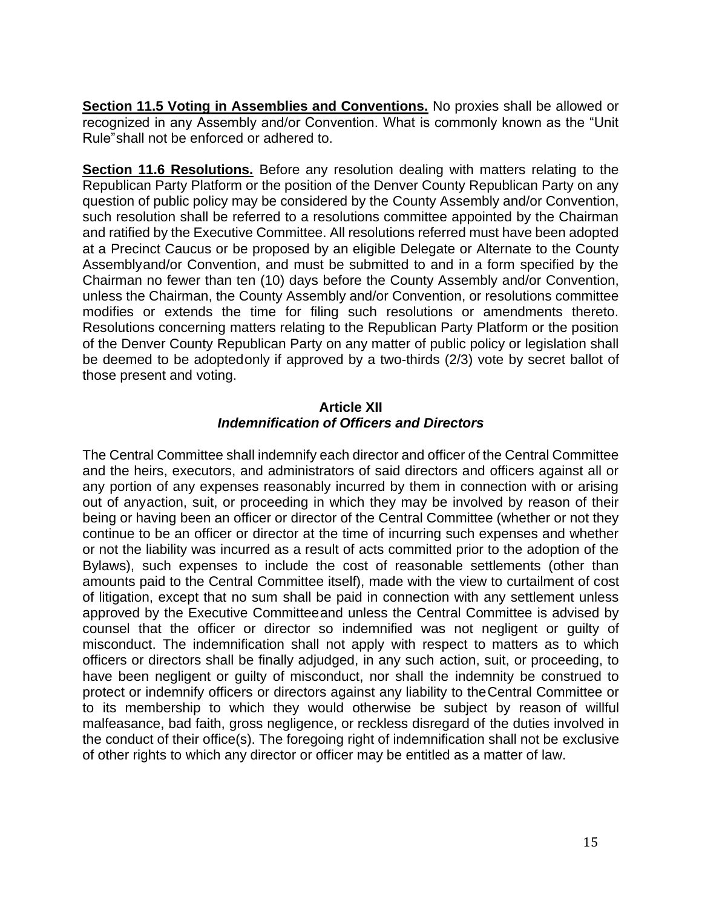**Section 11.5 Voting in Assemblies and Conventions.** No proxies shall be allowed or recognized in any Assembly and/or Convention. What is commonly known as the "Unit Rule" shall not be enforced or adhered to.

**Section 11.6 Resolutions.** Before any resolution dealing with matters relating to the Republican Party Platform or the position of the Denver County Republican Party on any question of public policy may be considered by the County Assembly and/or Convention, such resolution shall be referred to a resolutions committee appointed by the Chairman and ratified by the Executive Committee. All resolutions referred must have been adopted at a Precinct Caucus or be proposed by an eligible Delegate or Alternate to the County Assembly and/or Convention, and must be submitted to and in a form specified by the Chairman no fewer than ten (10) days before the County Assembly and/or Convention, unless the Chairman, the County Assembly and/or Convention, or resolutions committee modifies or extends the time for filing such resolutions or amendments thereto. Resolutions concerning matters relating to the Republican Party Platform or the position of the Denver County Republican Party on any matter of public policy or legislation shall be deemed to be adopted only if approved by a two-thirds (2/3) vote by secret ballot of those present and voting.

## Article XII
### *Indemnification of Officers and Directors*

The Central Committee shall indemnify each director and officer of the Central Committee and the heirs, executors, and administrators of said directors and officers against all or any portion of any expenses reasonably incurred by them in connection with or arising out of any action, suit, or proceeding in which they may be involved by reason of their being or having been an officer or director of the Central Committee (whether or not they continue to be an officer or director at the time of incurring such expenses and whether or not the liability was incurred as a result of acts committed prior to the adoption of the Bylaws), such expenses to include the cost of reasonable settlements (other than amounts paid to the Central Committee itself), made with the view to curtailment of cost of litigation, except that no sum shall be paid in connection with any settlement unless approved by the Executive Committee and unless the Central Committee is advised by counsel that the officer or director so indemnified was not negligent or guilty of misconduct. The indemnification shall not apply with respect to matters as to which officers or directors shall be finally adjudged, in any such action, suit, or proceeding, to have been negligent or guilty of misconduct, nor shall the indemnity be construed to protect or indemnify officers or directors against any liability to the Central Committee or to its membership to which they would otherwise be subject by reason of willful malfeasance, bad faith, gross negligence, or reckless disregard of the duties involved in the conduct of their office(s). The foregoing right of indemnification shall not be exclusive of other rights to which any director or officer may be entitled as a matter of law.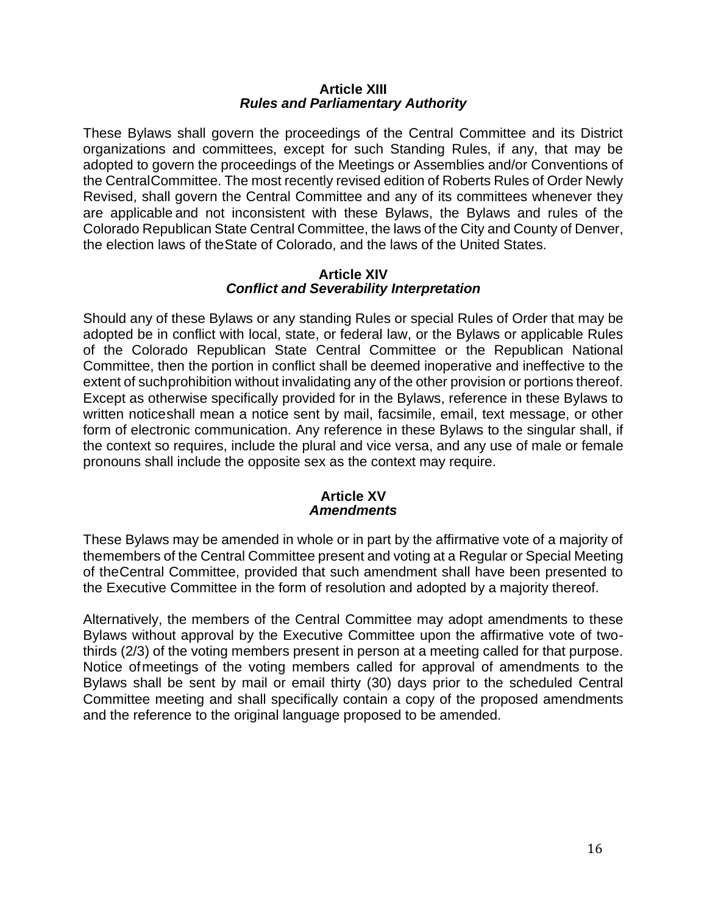## Article XIII
### *Rules and Parliamentary Authority*

These Bylaws shall govern the proceedings of the Central Committee and its District organizations and committees, except for such Standing Rules, if any, that may be adopted to govern the proceedings of the Meetings or Assemblies and/or Conventions of the CentralCommittee. The most recently revised edition of Roberts Rules of Order Newly Revised, shall govern the Central Committee and any of its committees whenever they are applicable and not inconsistent with these Bylaws, the Bylaws and rules of the Colorado Republican State Central Committee, the laws of the City and County of Denver, the election laws of theState of Colorado, and the laws of the United States.

## Article XIV
### *Conflict and Severability Interpretation*

Should any of these Bylaws or any standing Rules or special Rules of Order that may be adopted be in conflict with local, state, or federal law, or the Bylaws or applicable Rules of the Colorado Republican State Central Committee or the Republican National Committee, then the portion in conflict shall be deemed inoperative and ineffective to the extent of suchprohibition without invalidating any of the other provision or portions thereof. Except as otherwise specifically provided for in the Bylaws, reference in these Bylaws to written noticeshall mean a notice sent by mail, facsimile, email, text message, or other form of electronic communication. Any reference in these Bylaws to the singular shall, if the context so requires, include the plural and vice versa, and any use of male or female pronouns shall include the opposite sex as the context may require.

## Article XV
### *Amendments*

These Bylaws may be amended in whole or in part by the affirmative vote of a majority of themembers of the Central Committee present and voting at a Regular or Special Meeting of theCentral Committee, provided that such amendment shall have been presented to the Executive Committee in the form of resolution and adopted by a majority thereof.

Alternatively, the members of the Central Committee may adopt amendments to these Bylaws without approval by the Executive Committee upon the affirmative vote of two-thirds (2/3) of the voting members present in person at a meeting called for that purpose. Notice ofmeetings of the voting members called for approval of amendments to the Bylaws shall be sent by mail or email thirty (30) days prior to the scheduled Central Committee meeting and shall specifically contain a copy of the proposed amendments and the reference to the original language proposed to be amended.